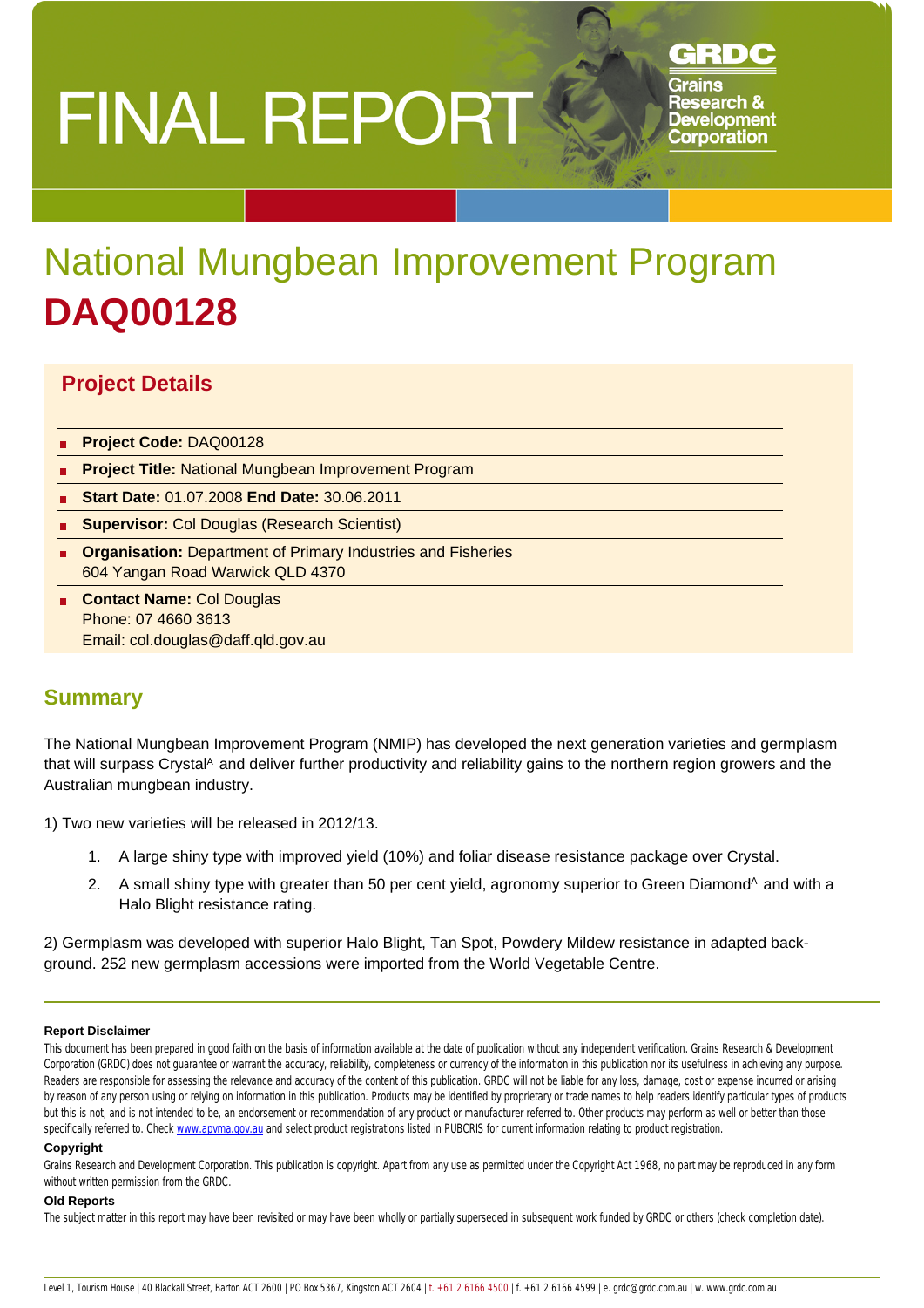# FINAL REPORT

Grains Research & Development Corporation

# National Mungbean Improvement Program DAQ00128

## Project Details

- **Project Code:** DAQ00128
- **Project Title:** National Mungbean Improvement Program
- **Start Date:** 01.07.2008 **End Date:** 30.06.2011
- **Supervisor:** Col Douglas (Research Scientist)
- **Organisation:** Department of Primary Industries and Fisheries
  604 Yangan Road Warwick QLD 4370
- **Contact Name:** Col Douglas
  Phone: 07 4660 3613
  Email: col.douglas@daff.qld.gov.au

## Summary

The National Mungbean Improvement Program (NMIP) has developed the next generation varieties and germplasm that will surpass Crystal[A] and deliver further productivity and reliability gains to the northern region growers and the Australian mungbean industry.

1) Two new varieties will be released in 2012/13.

1. A large shiny type with improved yield (10%) and foliar disease resistance package over Crystal.
2. A small shiny type with greater than 50 per cent yield, agronomy superior to Green Diamond[A] and with a Halo Blight resistance rating.

2) Germplasm was developed with superior Halo Blight, Tan Spot, Powdery Mildew resistance in adapted back-ground. 252 new germplasm accessions were imported from the World Vegetable Centre.

---

**Report Disclaimer**

This document has been prepared in good faith on the basis of information available at the date of publication without any independent verification. Grains Research & Development Corporation (GRDC) does not guarantee or warrant the accuracy, reliability, completeness or currency of the information in this publication nor its usefulness in achieving any purpose. Readers are responsible for assessing the relevance and accuracy of the content of this publication. GRDC will not be liable for any loss, damage, cost or expense incurred or arising by reason of any person using or relying on information in this publication. Products may be identified by proprietary or trade names to help readers identify particular types of products but this is not, and is not intended to be, an endorsement or recommendation of any product or manufacturer referred to. Other products may perform as well or better than those specifically referred to. Check www.apvma.gov.au and select product registrations listed in PUBCRIS for current information relating to product registration.

**Copyright**

Grains Research and Development Corporation. This publication is copyright. Apart from any use as permitted under the Copyright Act 1968, no part may be reproduced in any form without written permission from the GRDC.

**Old Reports**

The subject matter in this report may have been revisited or may have been wholly or partially superseded in subsequent work funded by GRDC or others (check completion date).

Level 1, Tourism House | 40 Blackall Street, Barton ACT 2600 | PO Box 5367, Kingston ACT 2604 | t. +61 2 6166 4500 | f. +61 2 6166 4599 | e. grdc@grdc.com.au | w. www.grdc.com.au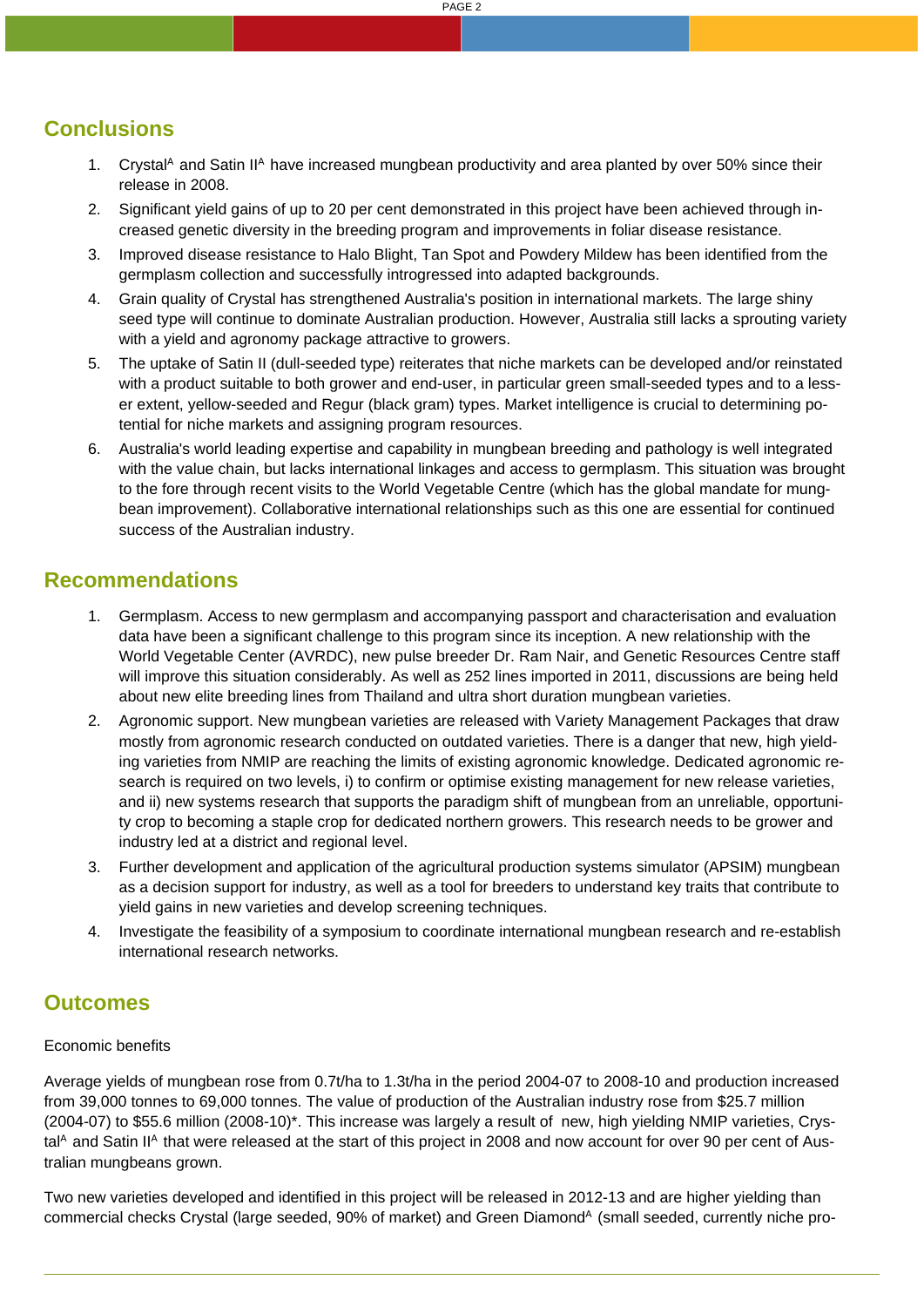## Conclusions

1. Crystal[A] and Satin II[A] have increased mungbean productivity and area planted by over 50% since their release in 2008.
2. Significant yield gains of up to 20 per cent demonstrated in this project have been achieved through increased genetic diversity in the breeding program and improvements in foliar disease resistance.
3. Improved disease resistance to Halo Blight, Tan Spot and Powdery Mildew has been identified from the germplasm collection and successfully introgressed into adapted backgrounds.
4. Grain quality of Crystal has strengthened Australia's position in international markets. The large shiny seed type will continue to dominate Australian production. However, Australia still lacks a sprouting variety with a yield and agronomy package attractive to growers.
5. The uptake of Satin II (dull-seeded type) reiterates that niche markets can be developed and/or reinstated with a product suitable to both grower and end-user, in particular green small-seeded types and to a lesser extent, yellow-seeded and Regur (black gram) types. Market intelligence is crucial to determining potential for niche markets and assigning program resources.
6. Australia's world leading expertise and capability in mungbean breeding and pathology is well integrated with the value chain, but lacks international linkages and access to germplasm. This situation was brought to the fore through recent visits to the World Vegetable Centre (which has the global mandate for mungbean improvement). Collaborative international relationships such as this one are essential for continued success of the Australian industry.

## Recommendations

1. Germplasm. Access to new germplasm and accompanying passport and characterisation and evaluation data have been a significant challenge to this program since its inception. A new relationship with the World Vegetable Center (AVRDC), new pulse breeder Dr. Ram Nair, and Genetic Resources Centre staff will improve this situation considerably. As well as 252 lines imported in 2011, discussions are being held about new elite breeding lines from Thailand and ultra short duration mungbean varieties.
2. Agronomic support. New mungbean varieties are released with Variety Management Packages that draw mostly from agronomic research conducted on outdated varieties. There is a danger that new, high yielding varieties from NMIP are reaching the limits of existing agronomic knowledge. Dedicated agronomic research is required on two levels, i) to confirm or optimise existing management for new release varieties, and ii) new systems research that supports the paradigm shift of mungbean from an unreliable, opportunity crop to becoming a staple crop for dedicated northern growers. This research needs to be grower and industry led at a district and regional level.
3. Further development and application of the agricultural production systems simulator (APSIM) mungbean as a decision support for industry, as well as a tool for breeders to understand key traits that contribute to yield gains in new varieties and develop screening techniques.
4. Investigate the feasibility of a symposium to coordinate international mungbean research and re-establish international research networks.

## Outcomes

Economic benefits

Average yields of mungbean rose from 0.7t/ha to 1.3t/ha in the period 2004-07 to 2008-10 and production increased from 39,000 tonnes to 69,000 tonnes. The value of production of the Australian industry rose from $25.7 million (2004-07) to $55.6 million (2008-10)*. This increase was largely a result of new, high yielding NMIP varieties, Crystal[A] and Satin II[A] that were released at the start of this project in 2008 and now account for over 90 per cent of Australian mungbeans grown.

Two new varieties developed and identified in this project will be released in 2012-13 and are higher yielding than commercial checks Crystal (large seeded, 90% of market) and Green Diamond[A] (small seeded, currently niche pro-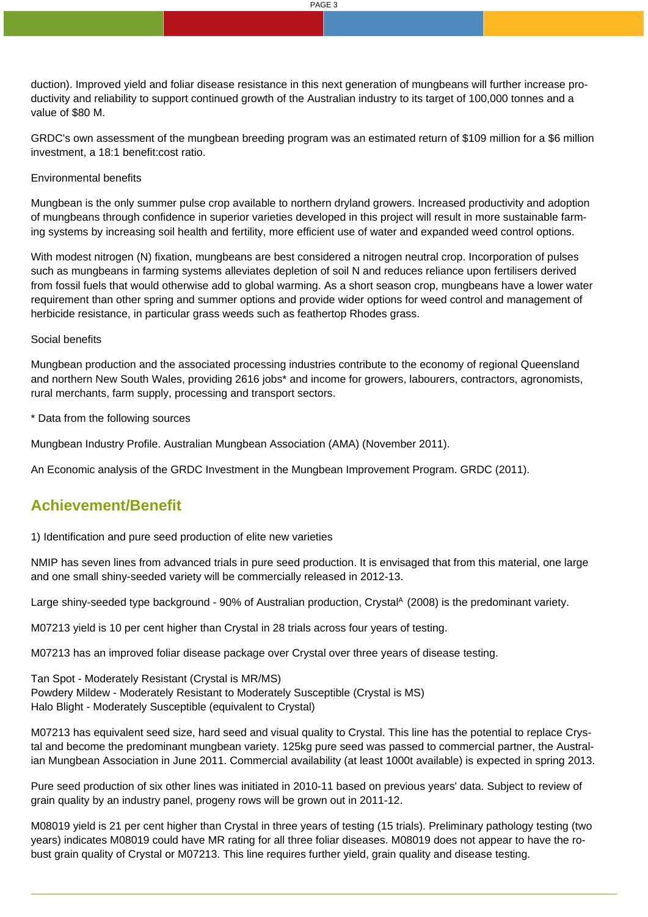duction). Improved yield and foliar disease resistance in this next generation of mungbeans will further increase productivity and reliability to support continued growth of the Australian industry to its target of 100,000 tonnes and a value of $80 M.

GRDC's own assessment of the mungbean breeding program was an estimated return of $109 million for a $6 million investment, a 18:1 benefit:cost ratio.

Environmental benefits

Mungbean is the only summer pulse crop available to northern dryland growers. Increased productivity and adoption of mungbeans through confidence in superior varieties developed in this project will result in more sustainable farming systems by increasing soil health and fertility, more efficient use of water and expanded weed control options.

With modest nitrogen (N) fixation, mungbeans are best considered a nitrogen neutral crop. Incorporation of pulses such as mungbeans in farming systems alleviates depletion of soil N and reduces reliance upon fertilisers derived from fossil fuels that would otherwise add to global warming. As a short season crop, mungbeans have a lower water requirement than other spring and summer options and provide wider options for weed control and management of herbicide resistance, in particular grass weeds such as feathertop Rhodes grass.

Social benefits

Mungbean production and the associated processing industries contribute to the economy of regional Queensland and northern New South Wales, providing 2616 jobs* and income for growers, labourers, contractors, agronomists, rural merchants, farm supply, processing and transport sectors.

* Data from the following sources

Mungbean Industry Profile. Australian Mungbean Association (AMA) (November 2011).

An Economic analysis of the GRDC Investment in the Mungbean Improvement Program. GRDC (2011).

## Achievement/Benefit

1) Identification and pure seed production of elite new varieties

NMIP has seven lines from advanced trials in pure seed production. It is envisaged that from this material, one large and one small shiny-seeded variety will be commercially released in 2012-13.

Large shiny-seeded type background - 90% of Australian production, Crystal[A] (2008) is the predominant variety.

M07213 yield is 10 per cent higher than Crystal in 28 trials across four years of testing.

M07213 has an improved foliar disease package over Crystal over three years of disease testing.

Tan Spot - Moderately Resistant (Crystal is MR/MS)
Powdery Mildew - Moderately Resistant to Moderately Susceptible (Crystal is MS)
Halo Blight - Moderately Susceptible (equivalent to Crystal)

M07213 has equivalent seed size, hard seed and visual quality to Crystal. This line has the potential to replace Crystal and become the predominant mungbean variety. 125kg pure seed was passed to commercial partner, the Australian Mungbean Association in June 2011. Commercial availability (at least 1000t available) is expected in spring 2013.

Pure seed production of six other lines was initiated in 2010-11 based on previous years' data. Subject to review of grain quality by an industry panel, progeny rows will be grown out in 2011-12.

M08019 yield is 21 per cent higher than Crystal in three years of testing (15 trials). Preliminary pathology testing (two years) indicates M08019 could have MR rating for all three foliar diseases. M08019 does not appear to have the robust grain quality of Crystal or M07213. This line requires further yield, grain quality and disease testing.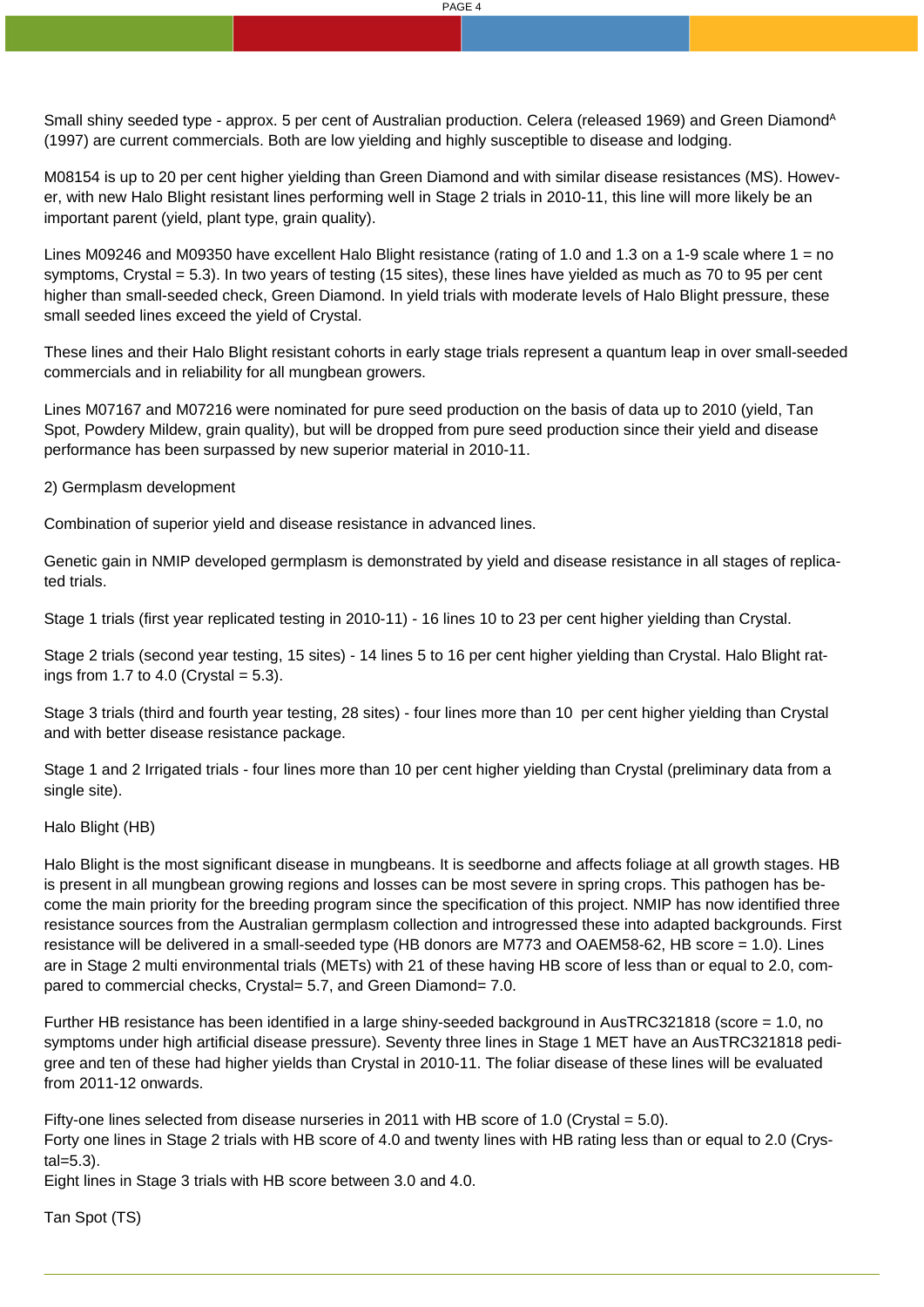Small shiny seeded type - approx. 5 per cent of Australian production. Celera (released 1969) and Green Diamond[A] (1997) are current commercials. Both are low yielding and highly susceptible to disease and lodging.

M08154 is up to 20 per cent higher yielding than Green Diamond and with similar disease resistances (MS). However, with new Halo Blight resistant lines performing well in Stage 2 trials in 2010-11, this line will more likely be an important parent (yield, plant type, grain quality).

Lines M09246 and M09350 have excellent Halo Blight resistance (rating of 1.0 and 1.3 on a 1-9 scale where 1 = no symptoms, Crystal = 5.3). In two years of testing (15 sites), these lines have yielded as much as 70 to 95 per cent higher than small-seeded check, Green Diamond. In yield trials with moderate levels of Halo Blight pressure, these small seeded lines exceed the yield of Crystal.

These lines and their Halo Blight resistant cohorts in early stage trials represent a quantum leap in over small-seeded commercials and in reliability for all mungbean growers.

Lines M07167 and M07216 were nominated for pure seed production on the basis of data up to 2010 (yield, Tan Spot, Powdery Mildew, grain quality), but will be dropped from pure seed production since their yield and disease performance has been surpassed by new superior material in 2010-11.

2) Germplasm development

Combination of superior yield and disease resistance in advanced lines.

Genetic gain in NMIP developed germplasm is demonstrated by yield and disease resistance in all stages of replicated trials.

Stage 1 trials (first year replicated testing in 2010-11) - 16 lines 10 to 23 per cent higher yielding than Crystal.

Stage 2 trials (second year testing, 15 sites) - 14 lines 5 to 16 per cent higher yielding than Crystal. Halo Blight ratings from 1.7 to 4.0 (Crystal = 5.3).

Stage 3 trials (third and fourth year testing, 28 sites) - four lines more than 10 per cent higher yielding than Crystal and with better disease resistance package.

Stage 1 and 2 Irrigated trials - four lines more than 10 per cent higher yielding than Crystal (preliminary data from a single site).

Halo Blight (HB)

Halo Blight is the most significant disease in mungbeans. It is seedborne and affects foliage at all growth stages. HB is present in all mungbean growing regions and losses can be most severe in spring crops. This pathogen has become the main priority for the breeding program since the specification of this project. NMIP has now identified three resistance sources from the Australian germplasm collection and introgressed these into adapted backgrounds. First resistance will be delivered in a small-seeded type (HB donors are M773 and OAEM58-62, HB score = 1.0). Lines are in Stage 2 multi environmental trials (METs) with 21 of these having HB score of less than or equal to 2.0, compared to commercial checks, Crystal= 5.7, and Green Diamond= 7.0.

Further HB resistance has been identified in a large shiny-seeded background in AusTRC321818 (score = 1.0, no symptoms under high artificial disease pressure). Seventy three lines in Stage 1 MET have an AusTRC321818 pedigree and ten of these had higher yields than Crystal in 2010-11. The foliar disease of these lines will be evaluated from 2011-12 onwards.

Fifty-one lines selected from disease nurseries in 2011 with HB score of 1.0 (Crystal = 5.0).
Forty one lines in Stage 2 trials with HB score of 4.0 and twenty lines with HB rating less than or equal to 2.0 (Crystal=5.3).
Eight lines in Stage 3 trials with HB score between 3.0 and 4.0.

Tan Spot (TS)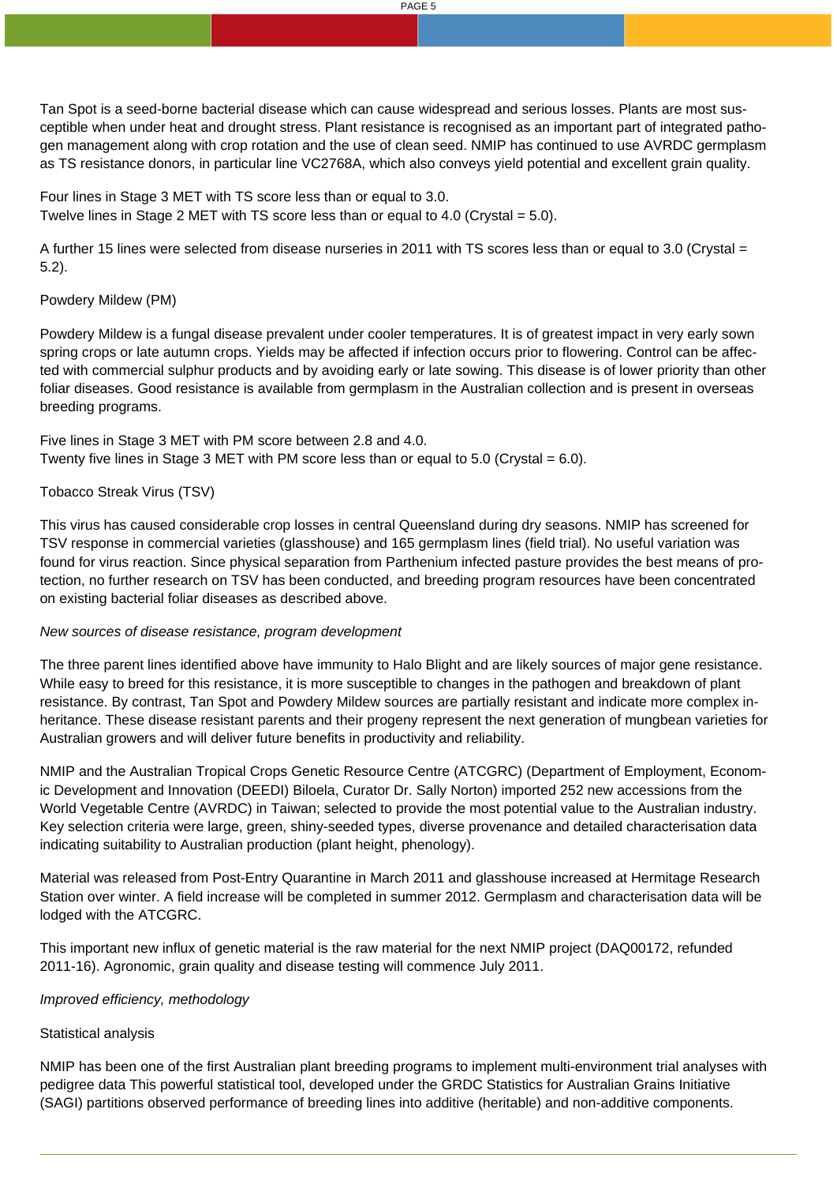Tan Spot is a seed-borne bacterial disease which can cause widespread and serious losses. Plants are most susceptible when under heat and drought stress. Plant resistance is recognised as an important part of integrated pathogen management along with crop rotation and the use of clean seed. NMIP has continued to use AVRDC germplasm as TS resistance donors, in particular line VC2768A, which also conveys yield potential and excellent grain quality.

Four lines in Stage 3 MET with TS score less than or equal to 3.0.
Twelve lines in Stage 2 MET with TS score less than or equal to 4.0 (Crystal = 5.0).

A further 15 lines were selected from disease nurseries in 2011 with TS scores less than or equal to 3.0 (Crystal = 5.2).

Powdery Mildew (PM)

Powdery Mildew is a fungal disease prevalent under cooler temperatures. It is of greatest impact in very early sown spring crops or late autumn crops. Yields may be affected if infection occurs prior to flowering. Control can be affected with commercial sulphur products and by avoiding early or late sowing. This disease is of lower priority than other foliar diseases. Good resistance is available from germplasm in the Australian collection and is present in overseas breeding programs.

Five lines in Stage 3 MET with PM score between 2.8 and 4.0.
Twenty five lines in Stage 3 MET with PM score less than or equal to 5.0 (Crystal = 6.0).

Tobacco Streak Virus (TSV)

This virus has caused considerable crop losses in central Queensland during dry seasons. NMIP has screened for TSV response in commercial varieties (glasshouse) and 165 germplasm lines (field trial). No useful variation was found for virus reaction. Since physical separation from Parthenium infected pasture provides the best means of protection, no further research on TSV has been conducted, and breeding program resources have been concentrated on existing bacterial foliar diseases as described above.

*New sources of disease resistance, program development*

The three parent lines identified above have immunity to Halo Blight and are likely sources of major gene resistance. While easy to breed for this resistance, it is more susceptible to changes in the pathogen and breakdown of plant resistance. By contrast, Tan Spot and Powdery Mildew sources are partially resistant and indicate more complex inheritance. These disease resistant parents and their progeny represent the next generation of mungbean varieties for Australian growers and will deliver future benefits in productivity and reliability.

NMIP and the Australian Tropical Crops Genetic Resource Centre (ATCGRC) (Department of Employment, Economic Development and Innovation (DEEDI) Biloela, Curator Dr. Sally Norton) imported 252 new accessions from the World Vegetable Centre (AVRDC) in Taiwan; selected to provide the most potential value to the Australian industry. Key selection criteria were large, green, shiny-seeded types, diverse provenance and detailed characterisation data indicating suitability to Australian production (plant height, phenology).

Material was released from Post-Entry Quarantine in March 2011 and glasshouse increased at Hermitage Research Station over winter. A field increase will be completed in summer 2012. Germplasm and characterisation data will be lodged with the ATCGRC.

This important new influx of genetic material is the raw material for the next NMIP project (DAQ00172, refunded 2011-16). Agronomic, grain quality and disease testing will commence July 2011.

*Improved efficiency, methodology*

Statistical analysis

NMIP has been one of the first Australian plant breeding programs to implement multi-environment trial analyses with pedigree data This powerful statistical tool, developed under the GRDC Statistics for Australian Grains Initiative (SAGI) partitions observed performance of breeding lines into additive (heritable) and non-additive components.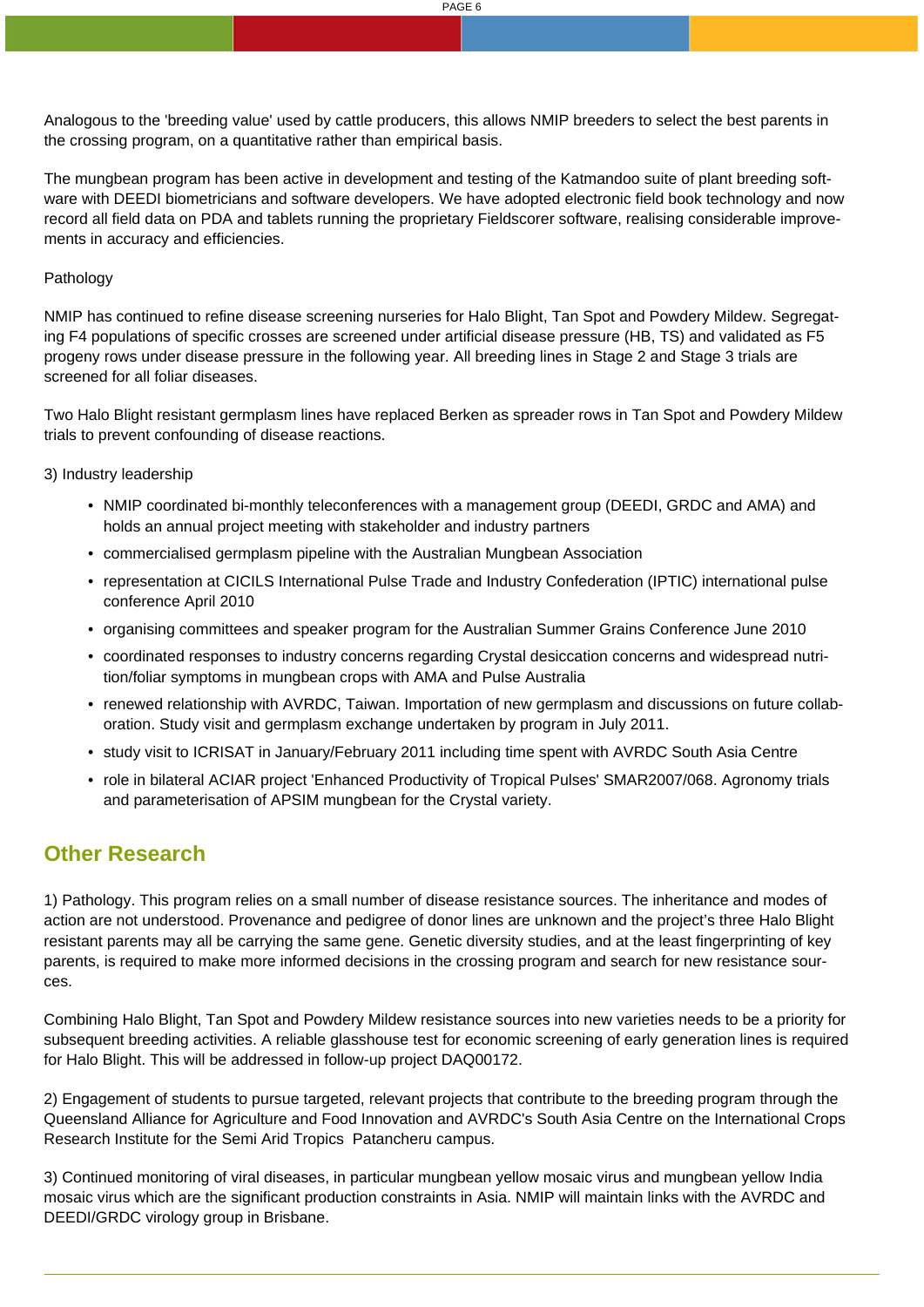Analogous to the 'breeding value' used by cattle producers, this allows NMIP breeders to select the best parents in the crossing program, on a quantitative rather than empirical basis.

The mungbean program has been active in development and testing of the Katmandoo suite of plant breeding software with DEEDI biometricians and software developers. We have adopted electronic field book technology and now record all field data on PDA and tablets running the proprietary Fieldscorer software, realising considerable improvements in accuracy and efficiencies.

Pathology

NMIP has continued to refine disease screening nurseries for Halo Blight, Tan Spot and Powdery Mildew. Segregating F4 populations of specific crosses are screened under artificial disease pressure (HB, TS) and validated as F5 progeny rows under disease pressure in the following year. All breeding lines in Stage 2 and Stage 3 trials are screened for all foliar diseases.

Two Halo Blight resistant germplasm lines have replaced Berken as spreader rows in Tan Spot and Powdery Mildew trials to prevent confounding of disease reactions.

3) Industry leadership

- NMIP coordinated bi-monthly teleconferences with a management group (DEEDI, GRDC and AMA) and holds an annual project meeting with stakeholder and industry partners
- commercialised germplasm pipeline with the Australian Mungbean Association
- representation at CICILS International Pulse Trade and Industry Confederation (IPTIC) international pulse conference April 2010
- organising committees and speaker program for the Australian Summer Grains Conference June 2010
- coordinated responses to industry concerns regarding Crystal desiccation concerns and widespread nutrition/foliar symptoms in mungbean crops with AMA and Pulse Australia
- renewed relationship with AVRDC, Taiwan. Importation of new germplasm and discussions on future collaboration. Study visit and germplasm exchange undertaken by program in July 2011.
- study visit to ICRISAT in January/February 2011 including time spent with AVRDC South Asia Centre
- role in bilateral ACIAR project 'Enhanced Productivity of Tropical Pulses' SMAR2007/068. Agronomy trials and parameterisation of APSIM mungbean for the Crystal variety.

## Other Research

1) Pathology. This program relies on a small number of disease resistance sources. The inheritance and modes of action are not understood. Provenance and pedigree of donor lines are unknown and the project's three Halo Blight resistant parents may all be carrying the same gene. Genetic diversity studies, and at the least fingerprinting of key parents, is required to make more informed decisions in the crossing program and search for new resistance sources.

Combining Halo Blight, Tan Spot and Powdery Mildew resistance sources into new varieties needs to be a priority for subsequent breeding activities. A reliable glasshouse test for economic screening of early generation lines is required for Halo Blight. This will be addressed in follow-up project DAQ00172.

2) Engagement of students to pursue targeted, relevant projects that contribute to the breeding program through the Queensland Alliance for Agriculture and Food Innovation and AVRDC's South Asia Centre on the International Crops Research Institute for the Semi Arid Tropics Patancheru campus.

3) Continued monitoring of viral diseases, in particular mungbean yellow mosaic virus and mungbean yellow India mosaic virus which are the significant production constraints in Asia. NMIP will maintain links with the AVRDC and DEEDI/GRDC virology group in Brisbane.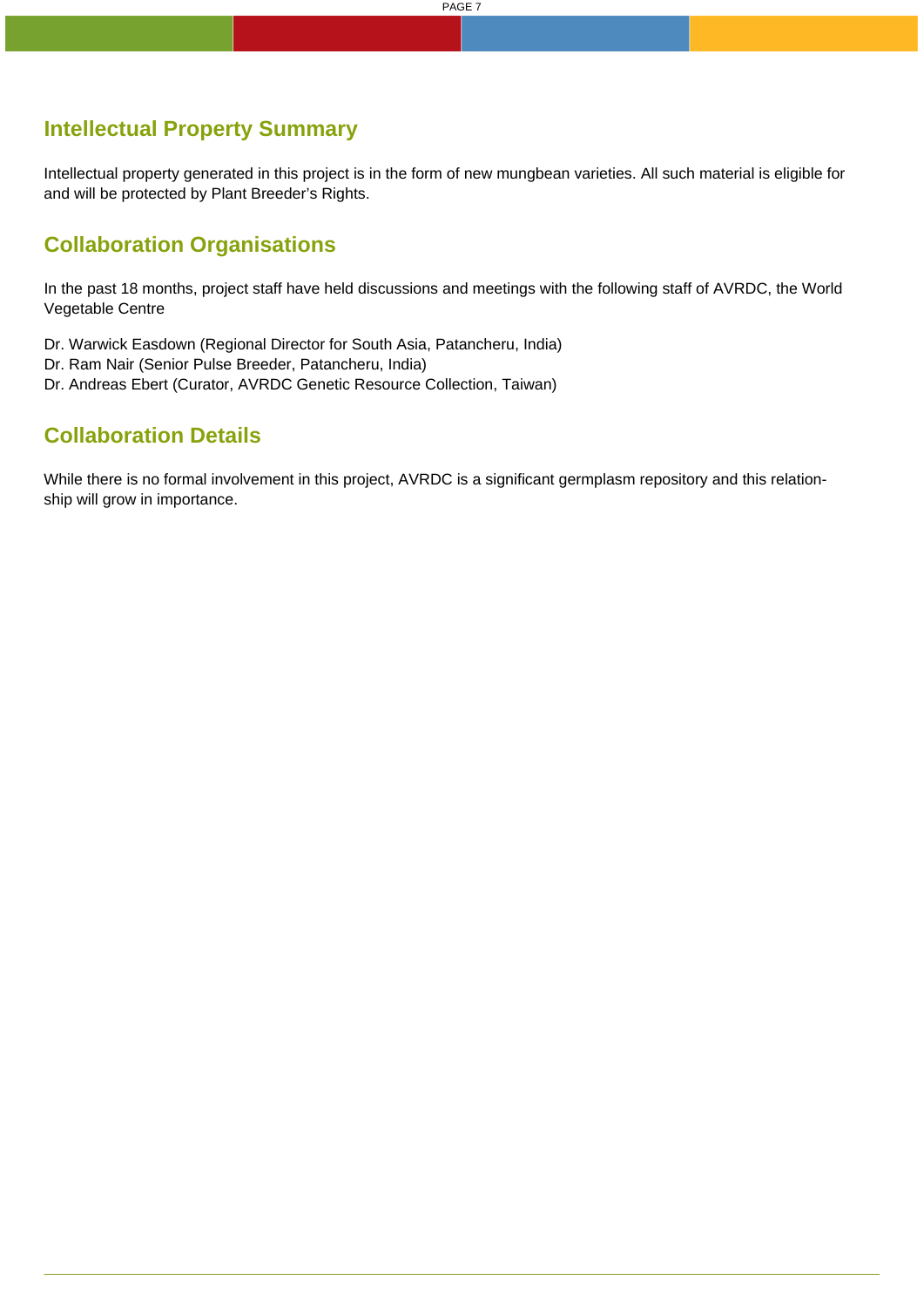## Intellectual Property Summary

Intellectual property generated in this project is in the form of new mungbean varieties. All such material is eligible for and will be protected by Plant Breeder's Rights.

## Collaboration Organisations

In the past 18 months, project staff have held discussions and meetings with the following staff of AVRDC, the World Vegetable Centre

Dr. Warwick Easdown (Regional Director for South Asia, Patancheru, India)
Dr. Ram Nair (Senior Pulse Breeder, Patancheru, India)
Dr. Andreas Ebert (Curator, AVRDC Genetic Resource Collection, Taiwan)

## Collaboration Details

While there is no formal involvement in this project, AVRDC is a significant germplasm repository and this relationship will grow in importance.